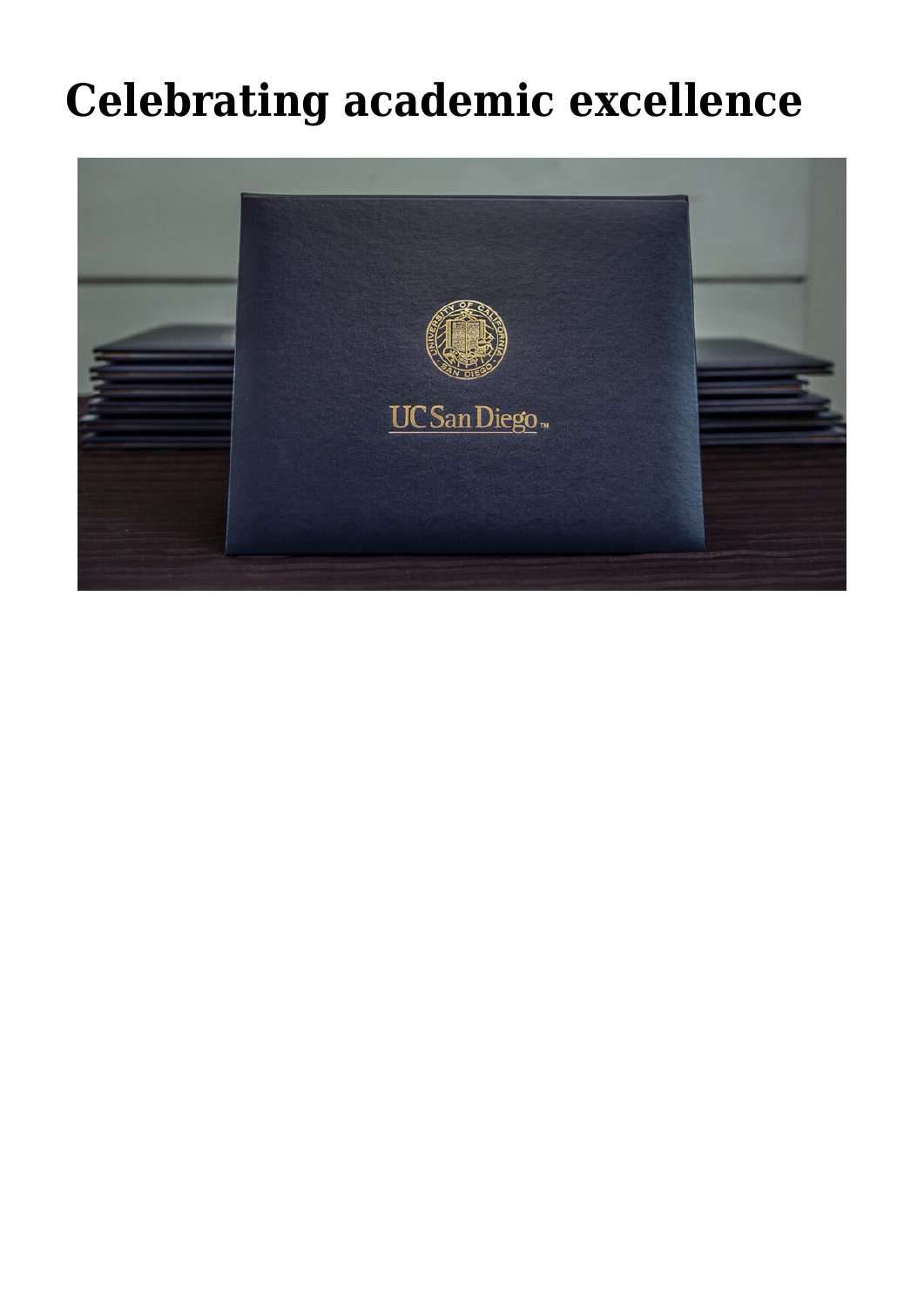# Celebrating academic excellence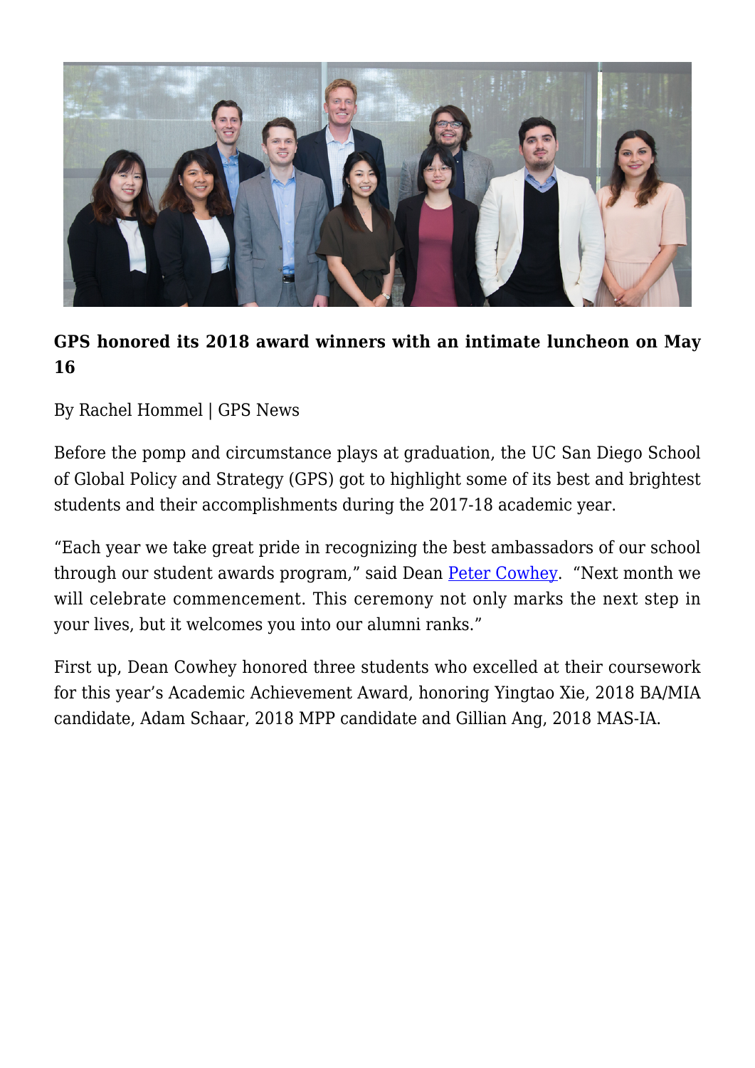**GPS honored its 2018 award winners with an intimate luncheon on May 16**

By Rachel Hommel | GPS News

Before the pomp and circumstance plays at graduation, the UC San Diego School of Global Policy and Strategy (GPS) got to highlight some of its best and brightest students and their accomplishments during the 2017-18 academic year.

“Each year we take great pride in recognizing the best ambassadors of our school through our student awards program,” said Dean Peter Cowhey. “Next month we will celebrate commencement. This ceremony not only marks the next step in your lives, but it welcomes you into our alumni ranks.”

First up, Dean Cowhey honored three students who excelled at their coursework for this year’s Academic Achievement Award, honoring Yingtao Xie, 2018 BA/MIA candidate, Adam Schaar, 2018 MPP candidate and Gillian Ang, 2018 MAS-IA.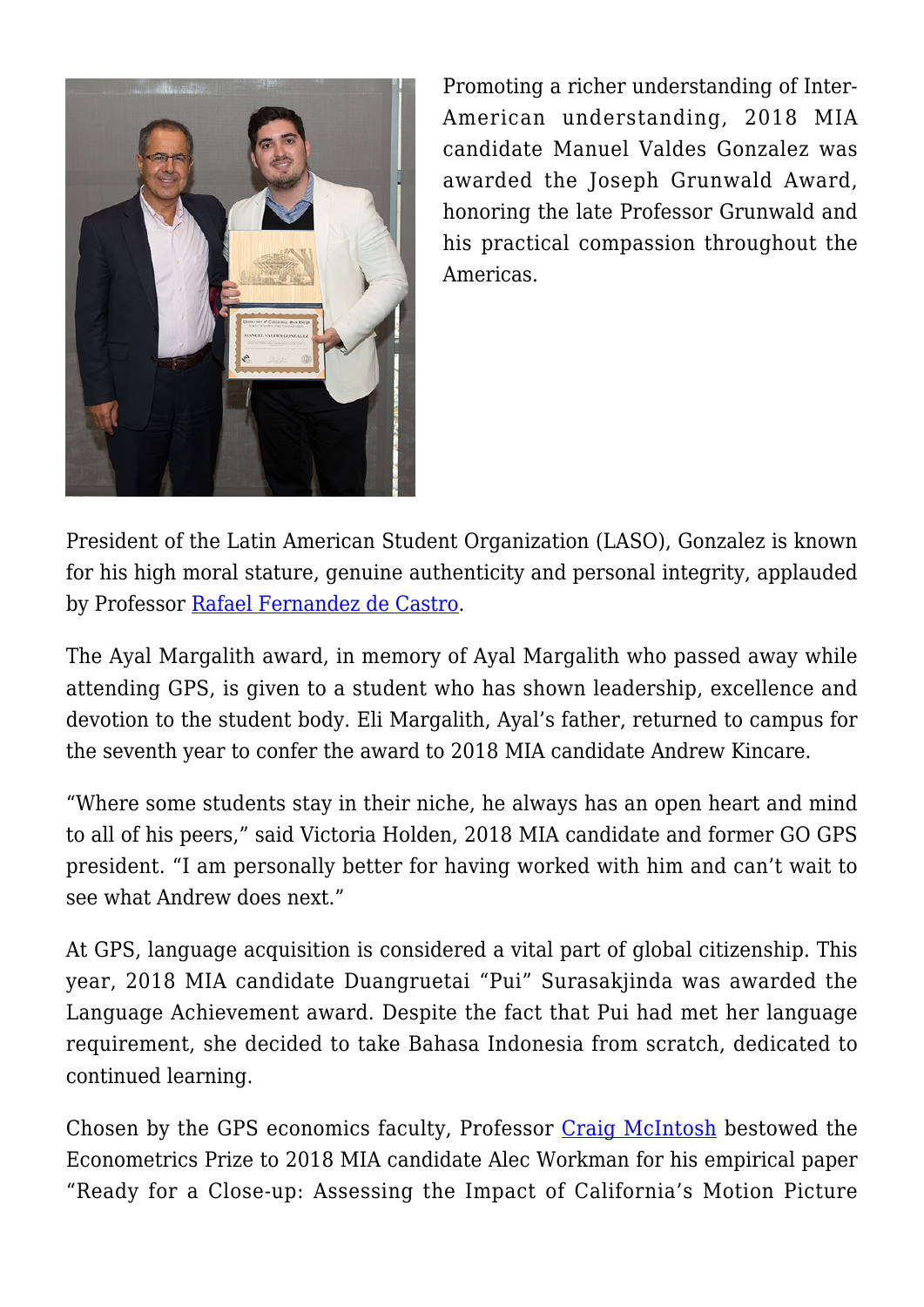Promoting a richer understanding of Inter-American understanding, 2018 MIA candidate Manuel Valdes Gonzalez was awarded the Joseph Grunwald Award, honoring the late Professor Grunwald and his practical compassion throughout the Americas.

President of the Latin American Student Organization (LASO), Gonzalez is known for his high moral stature, genuine authenticity and personal integrity, applauded by Professor Rafael Fernandez de Castro.

The Ayal Margalith award, in memory of Ayal Margalith who passed away while attending GPS, is given to a student who has shown leadership, excellence and devotion to the student body. Eli Margalith, Ayal's father, returned to campus for the seventh year to confer the award to 2018 MIA candidate Andrew Kincare.

"Where some students stay in their niche, he always has an open heart and mind to all of his peers," said Victoria Holden, 2018 MIA candidate and former GO GPS president. "I am personally better for having worked with him and can't wait to see what Andrew does next."

At GPS, language acquisition is considered a vital part of global citizenship. This year, 2018 MIA candidate Duangruetai "Pui" Surasakjinda was awarded the Language Achievement award. Despite the fact that Pui had met her language requirement, she decided to take Bahasa Indonesia from scratch, dedicated to continued learning.

Chosen by the GPS economics faculty, Professor Craig McIntosh bestowed the Econometrics Prize to 2018 MIA candidate Alec Workman for his empirical paper "Ready for a Close-up: Assessing the Impact of California's Motion Picture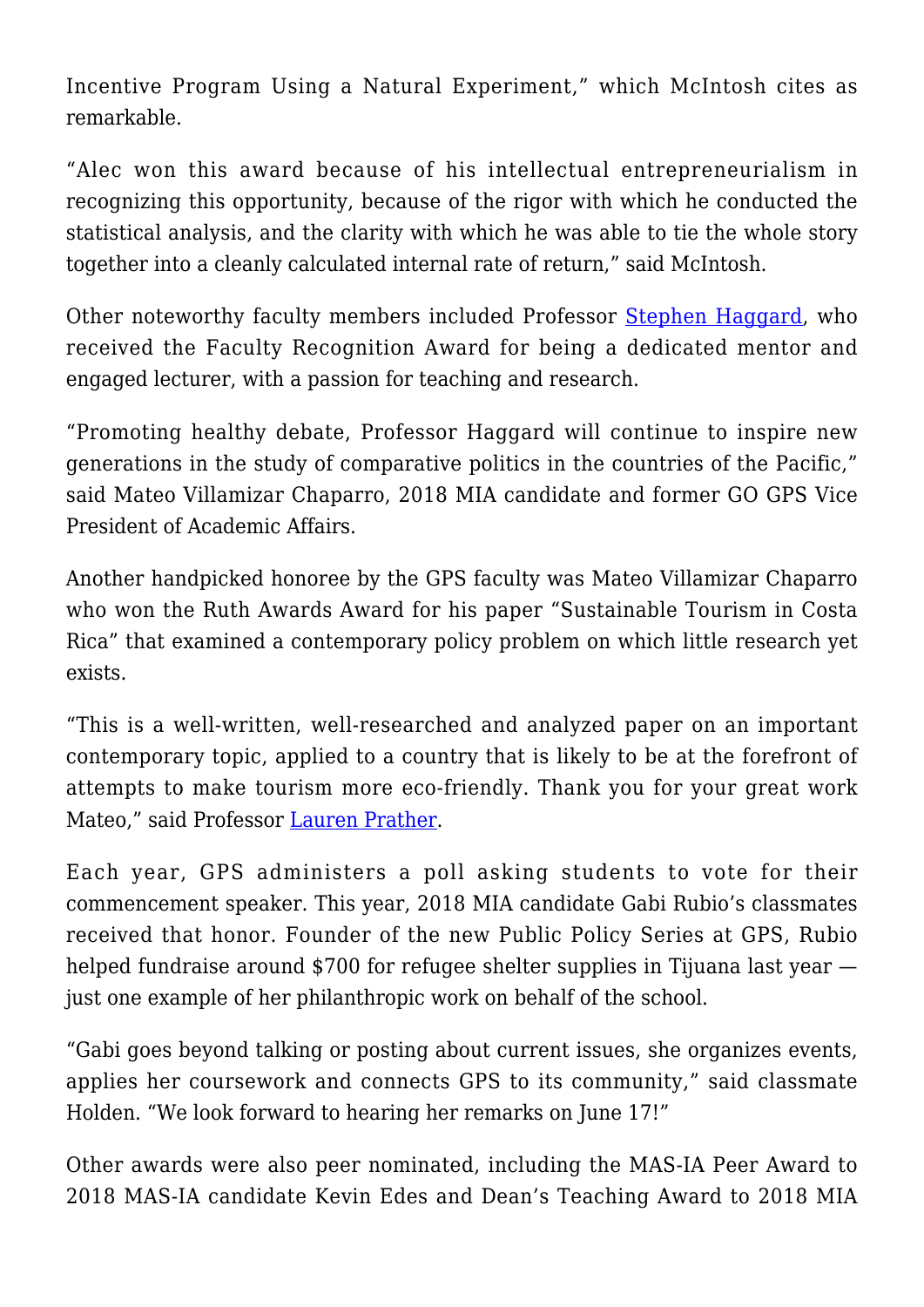Incentive Program Using a Natural Experiment," which McIntosh cites as remarkable.

"Alec won this award because of his intellectual entrepreneurialism in recognizing this opportunity, because of the rigor with which he conducted the statistical analysis, and the clarity with which he was able to tie the whole story together into a cleanly calculated internal rate of return," said McIntosh.

Other noteworthy faculty members included Professor [Stephen Haggard](), who received the Faculty Recognition Award for being a dedicated mentor and engaged lecturer, with a passion for teaching and research.

"Promoting healthy debate, Professor Haggard will continue to inspire new generations in the study of comparative politics in the countries of the Pacific," said Mateo Villamizar Chaparro, 2018 MIA candidate and former GO GPS Vice President of Academic Affairs.

Another handpicked honoree by the GPS faculty was Mateo Villamizar Chaparro who won the Ruth Awards Award for his paper "Sustainable Tourism in Costa Rica" that examined a contemporary policy problem on which little research yet exists.

"This is a well-written, well-researched and analyzed paper on an important contemporary topic, applied to a country that is likely to be at the forefront of attempts to make tourism more eco-friendly. Thank you for your great work Mateo," said Professor [Lauren Prather]().

Each year, GPS administers a poll asking students to vote for their commencement speaker. This year, 2018 MIA candidate Gabi Rubio's classmates received that honor. Founder of the new Public Policy Series at GPS, Rubio helped fundraise around $700 for refugee shelter supplies in Tijuana last year — just one example of her philanthropic work on behalf of the school.

"Gabi goes beyond talking or posting about current issues, she organizes events, applies her coursework and connects GPS to its community," said classmate Holden. "We look forward to hearing her remarks on June 17!"

Other awards were also peer nominated, including the MAS-IA Peer Award to 2018 MAS-IA candidate Kevin Edes and Dean's Teaching Award to 2018 MIA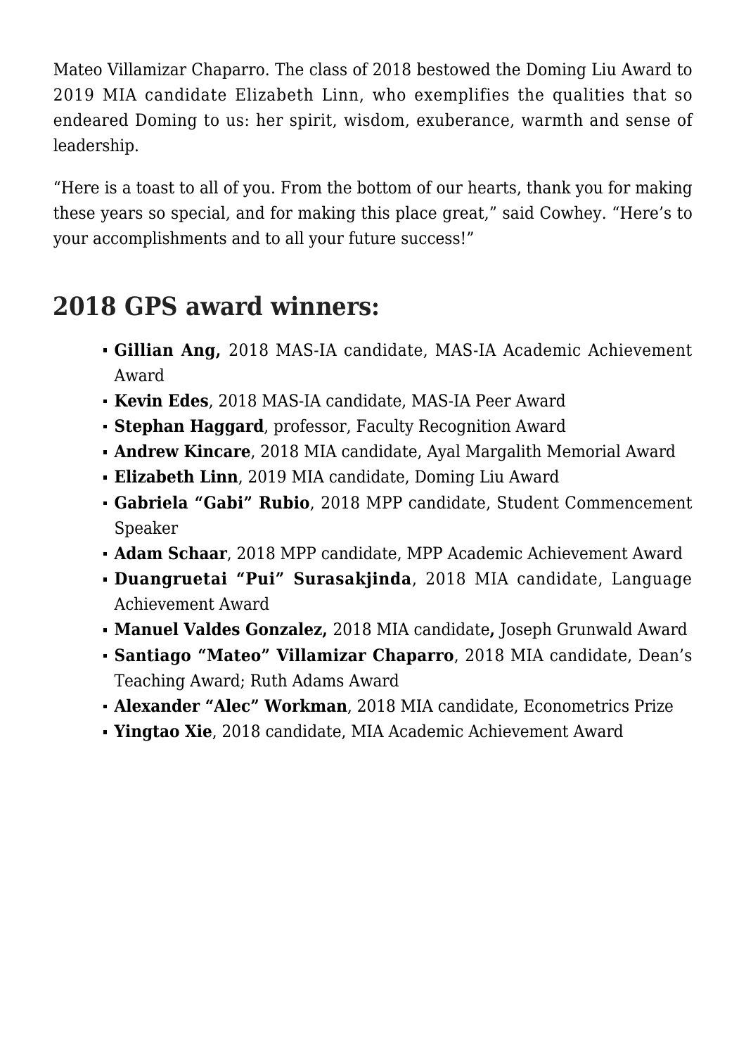Mateo Villamizar Chaparro. The class of 2018 bestowed the Doming Liu Award to 2019 MIA candidate Elizabeth Linn, who exemplifies the qualities that so endeared Doming to us: her spirit, wisdom, exuberance, warmth and sense of leadership.

"Here is a toast to all of you. From the bottom of our hearts, thank you for making these years so special, and for making this place great," said Cowhey. "Here's to your accomplishments and to all your future success!"

## 2018 GPS award winners:

- **Gillian Ang,** 2018 MAS-IA candidate, MAS-IA Academic Achievement Award
- **Kevin Edes**, 2018 MAS-IA candidate, MAS-IA Peer Award
- **Stephan Haggard**, professor, Faculty Recognition Award
- **Andrew Kincare**, 2018 MIA candidate, Ayal Margalith Memorial Award
- **Elizabeth Linn**, 2019 MIA candidate, Doming Liu Award
- **Gabriela "Gabi" Rubio**, 2018 MPP candidate, Student Commencement Speaker
- **Adam Schaar**, 2018 MPP candidate, MPP Academic Achievement Award
- **Duangruetai "Pui" Surasakjinda**, 2018 MIA candidate, Language Achievement Award
- **Manuel Valdes Gonzalez,** 2018 MIA candidate**,** Joseph Grunwald Award
- **Santiago "Mateo" Villamizar Chaparro**, 2018 MIA candidate, Dean's Teaching Award; Ruth Adams Award
- **Alexander "Alec" Workman**, 2018 MIA candidate, Econometrics Prize
- **Yingtao Xie**, 2018 candidate, MIA Academic Achievement Award